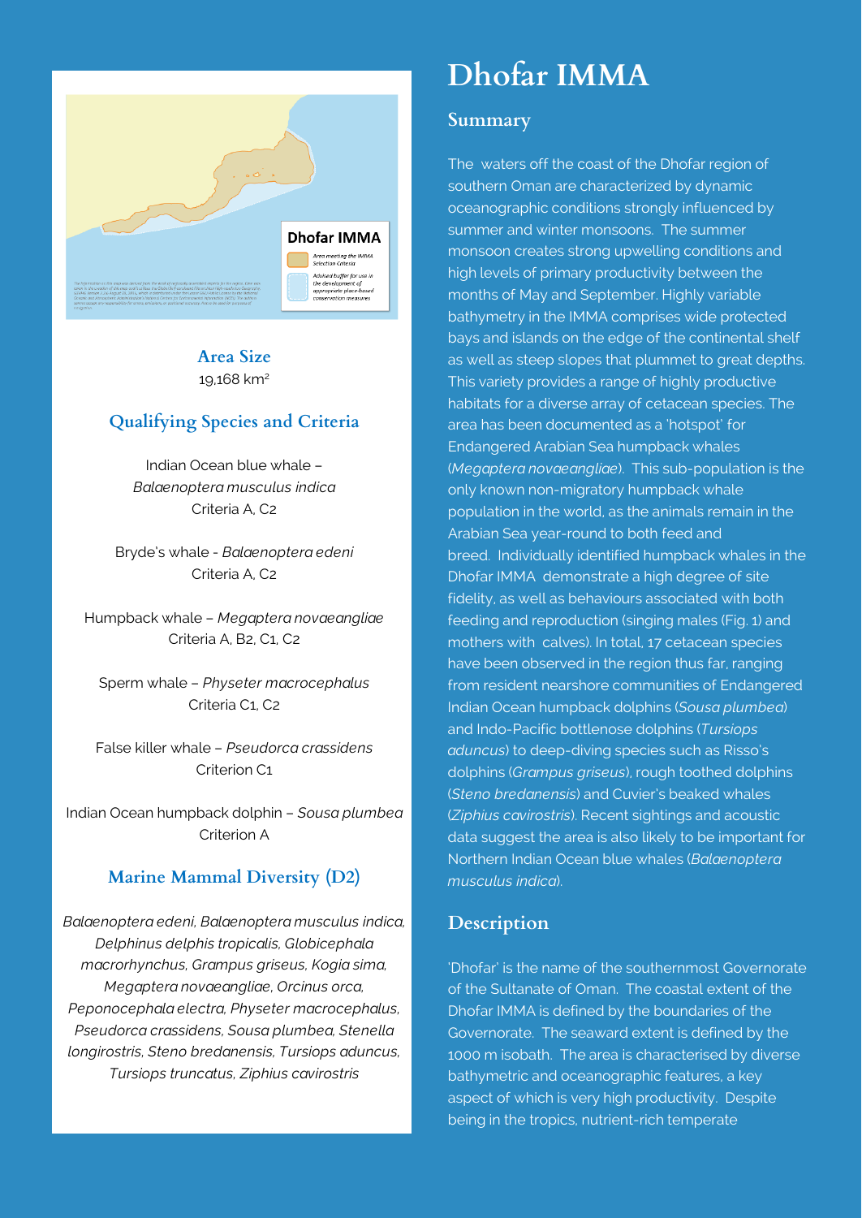# Dhofar IMMA

## Summary

The waters off the coast of the Dhofar region of southern Oman are characterized by dynamic oceanographic conditions strongly influenced by summer and winter monsoons. The summer monsoon creates strong upwelling conditions and high levels of primary productivity between the months of May and September. Highly variable bathymetry in the IMMA comprises wide protected bays and islands on the edge of the continental shelf as well as steep slopes that plummet to great depths. This variety provides a range of highly productive habitats for a diverse array of cetacean species. The area has been documented as a 'hotspot' for Endangered Arabian Sea humpback whales (*Megaptera novaeangliae*). This sub-population is the only known non-migratory humpback whale population in the world, as the animals remain in the Arabian Sea year-round to both feed and breed. Individually identified humpback whales in the Dhofar IMMA demonstrate a high degree of site fidelity, as well as behaviours associated with both feeding and reproduction (singing males (Fig. 1) and mothers with calves). In total, 17 cetacean species have been observed in the region thus far, ranging from resident nearshore communities of Endangered Indian Ocean humpback dolphins (*Sousa plumbea*) and Indo-Pacific bottlenose dolphins (*Tursiops aduncus*) to deep-diving species such as Risso's dolphins (*Grampus griseus*), rough toothed dolphins (*Steno bredanensis*) and Cuvier's beaked whales (*Ziphius cavirostris*). Recent sightings and acoustic data suggest the area is also likely to be important for Northern Indian Ocean blue whales (*Balaenoptera musculus indica*).

## Description

'Dhofar' is the name of the southernmost Governorate of the Sultanate of Oman. The coastal extent of the Dhofar IMMA is defined by the boundaries of the Governorate. The seaward extent is defined by the 1000 m isobath. The area is characterised by diverse bathymetric and oceanographic features, a key aspect of which is very high productivity. Despite being in the tropics, nutrient-rich temperate

### Area Size

19,168 km²

### Qualifying Species and Criteria

Indian Ocean blue whale – *Balaenoptera musculus indica*
Criteria A, C2

Bryde's whale - *Balaenoptera edeni*
Criteria A, C2

Humpback whale – *Megaptera novaeangliae*
Criteria A, B2, C1, C2

Sperm whale – *Physeter macrocephalus*
Criteria C1, C2

False killer whale – *Pseudorca crassidens*
Criterion C1

Indian Ocean humpback dolphin – *Sousa plumbea*
Criterion A

### Marine Mammal Diversity (D2)

*Balaenoptera edeni, Balaenoptera musculus indica, Delphinus delphis tropicalis, Globicephala macrorhynchus, Grampus griseus, Kogia sima, Megaptera novaeangliae, Orcinus orca, Peponocephala electra, Physeter macrocephalus, Pseudorca crassidens, Sousa plumbea, Stenella longirostris, Steno bredanensis, Tursiops aduncus, Tursiops truncatus, Ziphius cavirostris*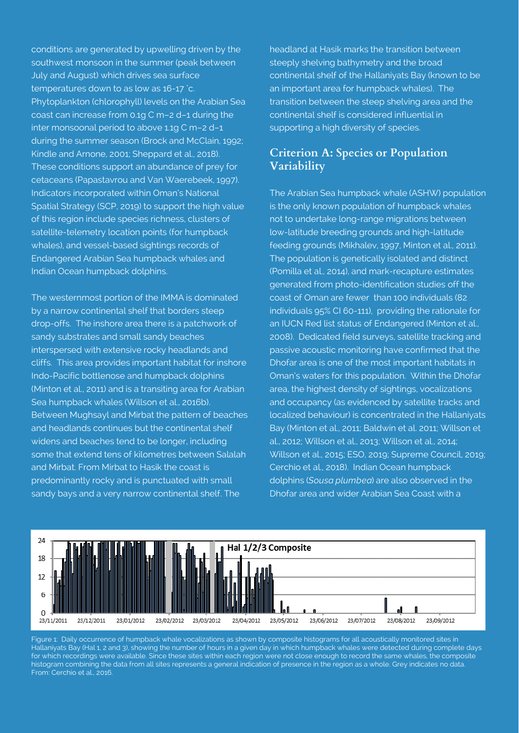conditions are generated by upwelling driven by the southwest monsoon in the summer (peak between July and August) which drives sea surface temperatures down to as low as 16-17 ˚c. Phytoplankton (chlorophyll) levels on the Arabian Sea coast can increase from 0.1g C $m^{-2}$ $d^{-1}$ during the inter monsoonal period to above 1.1g C $m^{-2}$ $d^{-1}$ during the summer season (Brock and McClain, 1992; Kindle and Arnone, 2001; Sheppard et al., 2018). These conditions support an abundance of prey for cetaceans (Papastavrou and Van Waerebeek, 1997). Indicators incorporated within Oman's National Spatial Strategy (SCP, 2019) to support the high value of this region include species richness, clusters of satellite-telemetry location points (for humpback whales), and vessel-based sightings records of Endangered Arabian Sea humpback whales and Indian Ocean humpback dolphins.

The westernmost portion of the IMMA is dominated by a narrow continental shelf that borders steep drop-offs. The inshore area there is a patchwork of sandy substrates and small sandy beaches interspersed with extensive rocky headlands and cliffs. This area provides important habitat for inshore Indo-Pacific bottlenose and humpback dolphins (Minton et al., 2011) and is a transiting area for Arabian Sea humpback whales (Willson et al., 2016b). Between Mughsayl and Mirbat the pattern of beaches and headlands continues but the continental shelf widens and beaches tend to be longer, including some that extend tens of kilometres between Salalah and Mirbat. From Mirbat to Hasik the coast is predominantly rocky and is punctuated with small sandy bays and a very narrow continental shelf. The headland at Hasik marks the transition between steeply shelving bathymetry and the broad continental shelf of the Hallaniyats Bay (known to be an important area for humpback whales). The transition between the steep shelving area and the continental shelf is considered influential in supporting a high diversity of species.

## Criterion A: Species or Population Variability

The Arabian Sea humpback whale (ASHW) population is the only known population of humpback whales not to undertake long-range migrations between low-latitude breeding grounds and high-latitude feeding grounds (Mikhalev, 1997, Minton et al., 2011). The population is genetically isolated and distinct (Pomilla et al., 2014), and mark-recapture estimates generated from photo-identification studies off the coast of Oman are fewer than 100 individuals (82 individuals 95% CI 60-111), providing the rationale for an IUCN Red list status of Endangered (Minton et al., 2008). Dedicated field surveys, satellite tracking and passive acoustic monitoring have confirmed that the Dhofar area is one of the most important habitats in Oman's waters for this population. Within the Dhofar area, the highest density of sightings, vocalizations and occupancy (as evidenced by satellite tracks and localized behaviour) is concentrated in the Hallaniyats Bay (Minton et al., 2011; Baldwin et al. 2011; Willson et al., 2012; Willson et al., 2013; Willson et al., 2014; Willson et al., 2015; ESO, 2019; Supreme Council, 2019; Cerchio et al., 2018). Indian Ocean humpback dolphins (*Sousa plumbea*) are also observed in the Dhofar area and wider Arabian Sea Coast with a

Figure 1: Daily occurrence of humpback whale vocalizations as shown by composite histograms for all acoustically monitored sites in Hallaniyats Bay (Hal 1, 2 and 3), showing the number of hours in a given day in which humpback whales were detected during complete days for which recordings were available. Since these sites within each region were not close enough to record the same whales, the composite histogram combining the data from all sites represents a general indication of presence in the region as a whole. Grey indicates no data. From: Cerchio et al., 2016.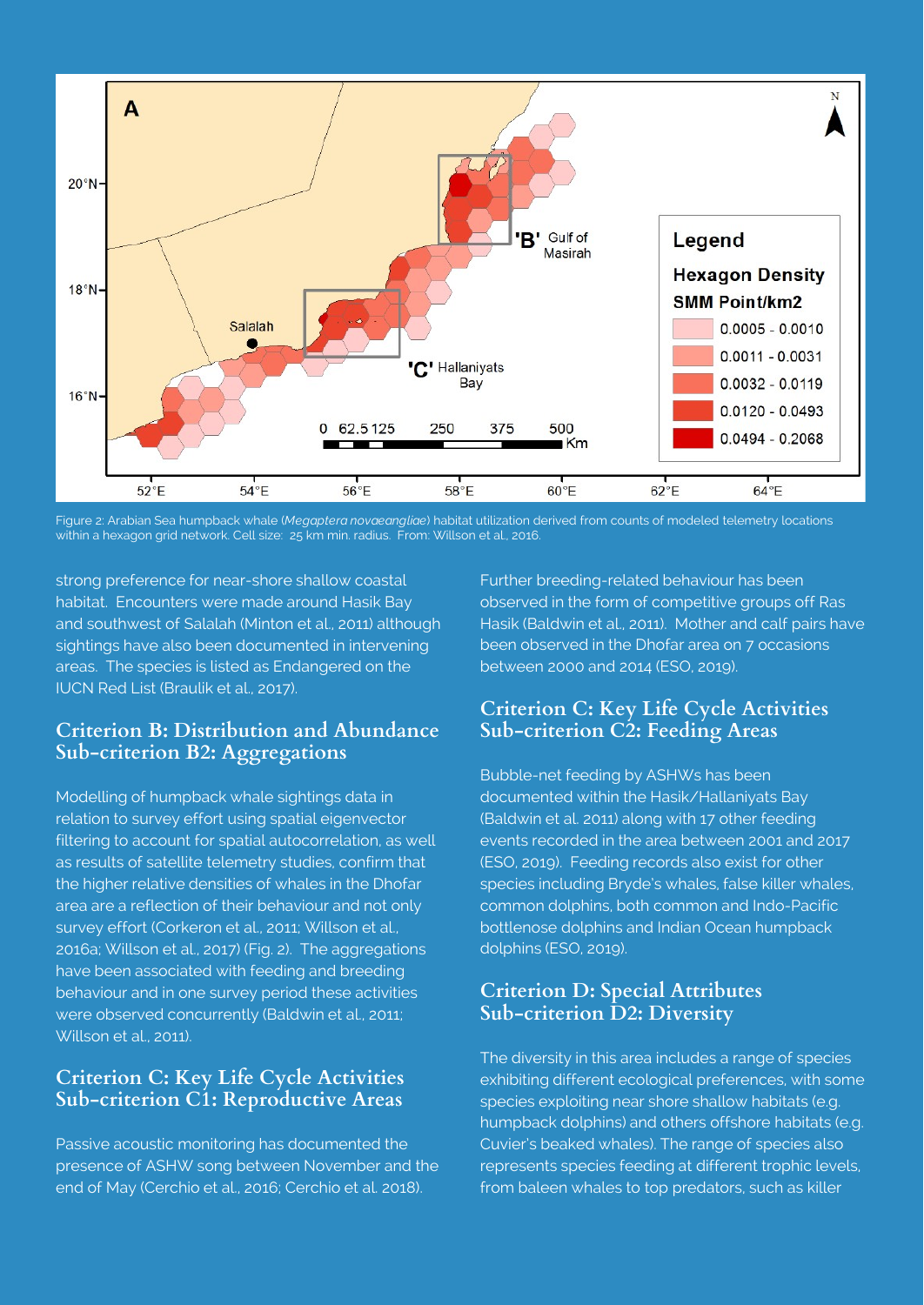Figure 2: Arabian Sea humpback whale (*Megaptera novaeangliae*) habitat utilization derived from counts of modeled telemetry locations within a hexagon grid network. Cell size: 25 km min. radius. From: Wilson et al., 2016.

strong preference for near-shore shallow coastal habitat. Encounters were made around Hasik Bay and southwest of Salalah (Minton et al., 2011) although sightings have also been documented in intervening areas. The species is listed as Endangered on the IUCN Red List (Braulik et al., 2017).

## Criterion B: Distribution and Abundance Sub-criterion B2: Aggregations

Modelling of humpback whale sightings data in relation to survey effort using spatial eigenvector filtering to account for spatial autocorrelation, as well as results of satellite telemetry studies, confirm that the higher relative densities of whales in the Dhofar area are a reflection of their behaviour and not only survey effort (Corkeron et al., 2011; Willson et al., 2016a; Willson et al., 2017) (Fig. 2). The aggregations have been associated with feeding and breeding behaviour and in one survey period these activities were observed concurrently (Baldwin et al., 2011; Willson et al., 2011).

## Criterion C: Key Life Cycle Activities Sub-criterion C1: Reproductive Areas

Passive acoustic monitoring has documented the presence of ASHW song between November and the end of May (Cerchio et al., 2016; Cerchio et al. 2018).

Further breeding-related behaviour has been observed in the form of competitive groups off Ras Hasik (Baldwin et al., 2011). Mother and calf pairs have been observed in the Dhofar area on 7 occasions between 2000 and 2014 (ESO, 2019).

## Criterion C: Key Life Cycle Activities Sub-criterion C2: Feeding Areas

Bubble-net feeding by ASHWs has been documented within the Hasik/Hallaniyats Bay (Baldwin et al. 2011) along with 17 other feeding events recorded in the area between 2001 and 2017 (ESO, 2019). Feeding records also exist for other species including Bryde's whales, false killer whales, common dolphins, both common and Indo-Pacific bottlenose dolphins and Indian Ocean humpback dolphins (ESO, 2019).

## Criterion D: Special Attributes Sub-criterion D2: Diversity

The diversity in this area includes a range of species exhibiting different ecological preferences, with some species exploiting near shore shallow habitats (e.g. humpback dolphins) and others offshore habitats (e.g. Cuvier's beaked whales). The range of species also represents species feeding at different trophic levels, from baleen whales to top predators, such as killer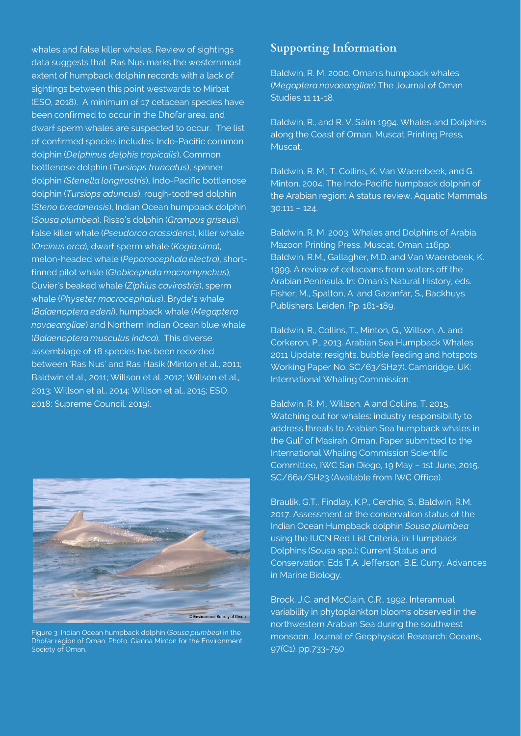whales and false killer whales. Review of sightings data suggests that Ras Nus marks the westernmost extent of humpback dolphin records with a lack of sightings between this point westwards to Mirbat (ESO, 2018). A minimum of 17 cetacean species have been confirmed to occur in the Dhofar area, and dwarf sperm whales are suspected to occur. The list of confirmed species includes: Indo-Pacific common dolphin (*Delphinus delphis tropicalis*), Common bottlenose dolphin (*Tursiops truncatus*), spinner dolphin *(Stenella longirostris*), Indo-Pacific bottlenose dolphin (*Tursiops aduncus*), rough-toothed dolphin (*Steno bredanensis*), Indian Ocean humpback dolphin (*Sousa plumbea*), Risso's dolphin (*Grampus griseus*), false killer whale (*Pseudorca crassidens*), killer whale (*Orcinus orca*), dwarf sperm whale (*Kogia sima*), melon-headed whale (*Peponocephala electra*), short-finned pilot whale (*Globicephala macrorhynchus*), Cuvier's beaked whale (*Ziphius cavirostris*), sperm whale (*Physeter macrocephalus*), Bryde's whale (*Balaenoptera edeni*), humpback whale (*Megaptera novaeangliae*) and Northern Indian Ocean blue whale (*Balaenoptera musculus indica*). This diverse assemblage of 18 species has been recorded between 'Ras Nus' and Ras Hasik (Minton et al., 2011; Baldwin et al., 2011; Willson et al. 2012; Willson et al., 2013; Willson et al., 2014; Willson et al., 2015; ESO, 2018; Supreme Council, 2019).

Figure 3: Indian Ocean humpback dolphin (*Sousa plumbea*) in the Dhofar region of Oman. Photo: Gianna Minton for the Environment Society of Oman.

## Supporting Information

Baldwin, R. M. 2000. Oman's humpback whales (*Megaptera novaeangliae*) The Journal of Oman Studies 11 11-18.

Baldwin, R., and R. V. Salm 1994. Whales and Dolphins along the Coast of Oman. Muscat Printing Press, Muscat.

Baldwin, R. M., T. Collins, K. Van Waerebeek, and G. Minton. 2004. The Indo-Pacific humpback dolphin of the Arabian region: A status review. Aquatic Mammals 30:111 – 124.

Baldwin, R. M. 2003. Whales and Dolphins of Arabia. Mazoon Printing Press, Muscat, Oman. 116pp.

Baldwin, R.M., Gallagher, M.D. and Van Waerebeek, K. 1999. A review of cetaceans from waters off the Arabian Peninsula. In: Oman's Natural History, eds. Fisher, M., Spalton, A. and Gazanfar, S., Backhuys Publishers, Leiden. Pp. 161-189.

Baldwin, R., Collins, T., Minton, G., Willson, A. and Corkeron, P., 2013. Arabian Sea Humpback Whales 2011 Update: resights, bubble feeding and hotspots. Working Paper No. SC/63/SH27). Cambridge, UK: International Whaling Commission.

Baldwin, R. M., Willson, A and Collins, T. 2015. Watching out for whales: industry responsibility to address threats to Arabian Sea humpback whales in the Gulf of Masirah, Oman. Paper submitted to the International Whaling Commission Scientific Committee, IWC San Diego, 19 May – 1st June, 2015. SC/66a/SH23 (Available from IWC Office).

Braulik, G.T., Findlay, K.P., Cerchio, S., Baldwin, R.M. 2017. Assessment of the conservation status of the Indian Ocean Humpback dolphin *Sousa plumbea* using the IUCN Red List Criteria, in: Humpback Dolphins (Sousa spp.): Current Status and Conservation. Eds T.A. Jefferson, B.E. Curry, Advances in Marine Biology.

Brock, J.C. and McClain, C.R., 1992. Interannual variability in phytoplankton blooms observed in the northwestern Arabian Sea during the southwest monsoon. Journal of Geophysical Research: Oceans, 97(C1), pp.733-750.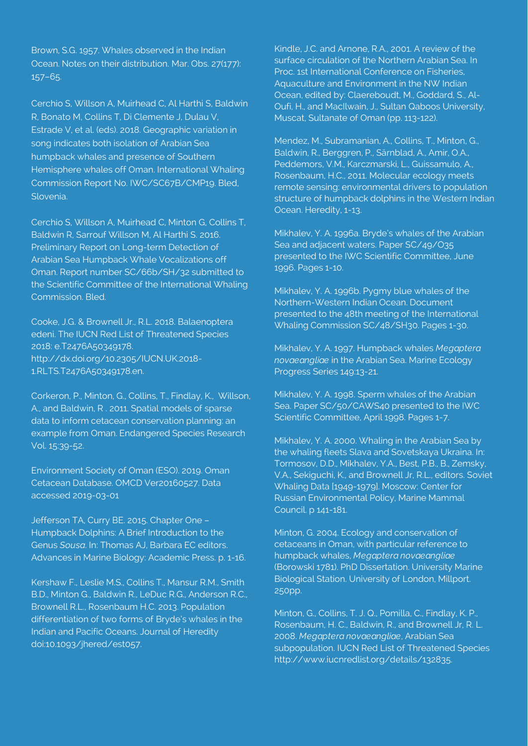Brown, S.G. 1957. Whales observed in the Indian Ocean. Notes on their distribution. Mar. Obs. 27(177): 157–65.

Cerchio S, Willson A, Muirhead C, Al Harthi S, Baldwin R, Bonato M, Collins T, Di Clemente J, Dulau V, Estrade V, et al. (eds). 2018. Geographic variation in song indicates both isolation of Arabian Sea humpback whales and presence of Southern Hemisphere whales off Oman. International Whaling Commission Report No. IWC/SC67B/CMP19. Bled, Slovenia.

Cerchio S, Willson A, Muirhead C, Minton G, Collins T, Baldwin R, Sarrouf Willson M, Al Harthi S. 2016. Preliminary Report on Long-term Detection of Arabian Sea Humpback Whale Vocalizations off Oman. Report number SC/66b/SH/32 submitted to the Scientific Committee of the International Whaling Commission. Bled.

Cooke, J.G. & Brownell Jr., R.L. 2018. Balaenoptera edeni. The IUCN Red List of Threatened Species 2018: e.T2476A50349178. http://dx.doi.org/10.2305/IUCN.UK.2018-1.RLTS.T2476A50349178.en.

Corkeron, P., Minton, G., Collins, T., Findlay, K., Willson, A., and Baldwin, R . 2011. Spatial models of sparse data to inform cetacean conservation planning: an example from Oman. Endangered Species Research Vol. 15:39-52.

Environment Society of Oman (ESO). 2019. Oman Cetacean Database. OMCD Ver20160527. Data accessed 2019-03-01

Jefferson TA, Curry BE. 2015. Chapter One – Humpback Dolphins: A Brief Introduction to the Genus *Sousa*. In: Thomas AJ, Barbara EC editors. Advances in Marine Biology: Academic Press. p. 1-16.

Kershaw F., Leslie M.S., Collins T., Mansur R.M., Smith B.D., Minton G., Baldwin R., LeDuc R.G., Anderson R.C., Brownell R.L., Rosenbaum H.C. 2013. Population differentiation of two forms of Bryde's whales in the Indian and Pacific Oceans. Journal of Heredity doi:10.1093/jhered/est057.

Kindle, J.C. and Arnone, R.A., 2001. A review of the surface circulation of the Northern Arabian Sea. In Proc. 1st International Conference on Fisheries, Aquaculture and Environment in the NW Indian Ocean, edited by: Claereboudt, M., Goddard, S., Al-Oufi, H., and MacIlwain, J., Sultan Qaboos University, Muscat, Sultanate of Oman (pp. 113-122).

Mendez, M., Subramanian, A., Collins, T., Minton, G., Baldwin, R., Berggren, P., Särnblad, A., Amir, O.A., Peddemors, V.M., Karczmarski, L., Guissamulo, A., Rosenbaum, H.C., 2011. Molecular ecology meets remote sensing: environmental drivers to population structure of humpback dolphins in the Western Indian Ocean. Heredity, 1-13.

Mikhalev, Y. A. 1996a. Bryde's whales of the Arabian Sea and adjacent waters. Paper SC/49/O35 presented to the IWC Scientific Committee, June 1996. Pages 1-10.

Mikhalev, Y. A. 1996b. Pygmy blue whales of the Northern-Western Indian Ocean. Document presented to the 48th meeting of the International Whaling Commission SC/48/SH30. Pages 1-30.

Mikhalev, Y. A. 1997. Humpback whales *Megaptera novaeangliae* in the Arabian Sea. Marine Ecology Progress Series 149:13-21.

Mikhalev, Y. A. 1998. Sperm whales of the Arabian Sea. Paper SC/50/CAWS40 presented to the IWC Scientific Committee, April 1998. Pages 1-7.

Mikhalev, Y. A. 2000. Whaling in the Arabian Sea by the whaling fleets Slava and Sovetskaya Ukraina. In: Tormosov, D.D., Mikhalev, Y.A., Best, P.B., B., Zemsky, V.A., Sekiguchi, K., and Brownell Jr, R.L., editors. Soviet Whaling Data [1949-1979]. Moscow: Center for Russian Environmental Policy, Marine Mammal Council. p 141-181.

Minton, G. 2004. Ecology and conservation of cetaceans in Oman, with particular reference to humpback whales, *Megaptera novaeangliae* (Borowski 1781). PhD Dissertation. University Marine Biological Station. University of London, Millport. 250pp.

Minton, G., Collins, T. J. Q., Pomilla, C., Findlay, K. P., Rosenbaum, H. C., Baldwin, R., and Brownell Jr, R. L. 2008. *Megaptera novaeangliae*, Arabian Sea subpopulation. IUCN Red List of Threatened Species http://www.iucnredlist.org/details/132835.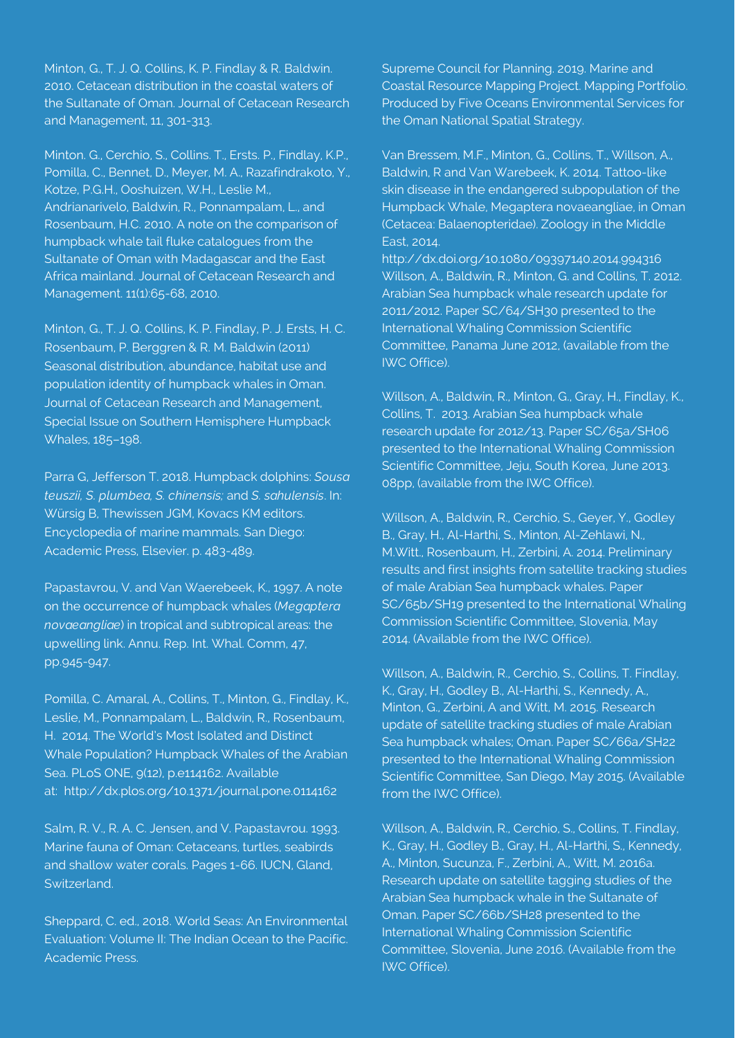Minton, G., T. J. Q. Collins, K. P. Findlay & R. Baldwin. 2010. Cetacean distribution in the coastal waters of the Sultanate of Oman. Journal of Cetacean Research and Management, 11, 301-313.

Minton. G., Cerchio, S., Collins. T., Ersts. P., Findlay, K.P., Pomilla, C., Bennet, D., Meyer, M. A., Razafindrakoto, Y., Kotze, P.G.H., Ooshuizen, W.H., Leslie M., Andrianarivelo, Baldwin, R., Ponnampalam, L., and Rosenbaum, H.C. 2010. A note on the comparison of humpback whale tail fluke catalogues from the Sultanate of Oman with Madagascar and the East Africa mainland. Journal of Cetacean Research and Management. 11(1):65-68, 2010.

Minton, G., T. J. Q. Collins, K. P. Findlay, P. J. Ersts, H. C. Rosenbaum, P. Berggren & R. M. Baldwin (2011) Seasonal distribution, abundance, habitat use and population identity of humpback whales in Oman. Journal of Cetacean Research and Management, Special Issue on Southern Hemisphere Humpback Whales, 185–198.

Parra G, Jefferson T. 2018. Humpback dolphins: *Sousa teuszii, S. plumbea, S. chinensis;* and *S. sahulensis*. In: Würsig B, Thewissen JGM, Kovacs KM editors. Encyclopedia of marine mammals. San Diego: Academic Press, Elsevier. p. 483-489.

Papastavrou, V. and Van Waerebeek, K., 1997. A note on the occurrence of humpback whales (*Megaptera novaeangliae*) in tropical and subtropical areas: the upwelling link. Annu. Rep. Int. Whal. Comm, 47, pp.945-947.

Pomilla, C. Amaral, A., Collins, T., Minton, G., Findlay, K., Leslie, M., Ponnampalam, L., Baldwin, R., Rosenbaum, H. 2014. The World's Most Isolated and Distinct Whale Population? Humpback Whales of the Arabian Sea. PLoS ONE, 9(12), p.e114162. Available at: http://dx.plos.org/10.1371/journal.pone.0114162

Salm, R. V., R. A. C. Jensen, and V. Papastavrou. 1993. Marine fauna of Oman: Cetaceans, turtles, seabirds and shallow water corals. Pages 1-66. IUCN, Gland, Switzerland.

Sheppard, C. ed., 2018. World Seas: An Environmental Evaluation: Volume II: The Indian Ocean to the Pacific. Academic Press.

Supreme Council for Planning. 2019. Marine and Coastal Resource Mapping Project. Mapping Portfolio. Produced by Five Oceans Environmental Services for the Oman National Spatial Strategy.

Van Bressem, M.F., Minton, G., Collins, T., Willson, A., Baldwin, R and Van Warebeek, K. 2014. Tattoo-like skin disease in the endangered subpopulation of the Humpback Whale, Megaptera novaeangliae, in Oman (Cetacea: Balaenopteridae). Zoology in the Middle East, 2014. http://dx.doi.org/10.1080/09397140.2014.994316

Willson, A., Baldwin, R., Minton, G. and Collins, T. 2012. Arabian Sea humpback whale research update for 2011/2012. Paper SC/64/SH30 presented to the International Whaling Commission Scientific Committee, Panama June 2012, (available from the IWC Office).

Willson, A., Baldwin, R., Minton, G., Gray, H., Findlay, K., Collins, T. 2013. Arabian Sea humpback whale research update for 2012/13. Paper SC/65a/SH06 presented to the International Whaling Commission Scientific Committee, Jeju, South Korea, June 2013. 08pp, (available from the IWC Office).

Willson, A., Baldwin, R., Cerchio, S., Geyer, Y., Godley B., Gray, H., Al-Harthi, S., Minton, Al-Zehlawi, N., M.Witt., Rosenbaum, H., Zerbini, A. 2014. Preliminary results and first insights from satellite tracking studies of male Arabian Sea humpback whales. Paper SC/65b/SH19 presented to the International Whaling Commission Scientific Committee, Slovenia, May 2014. (Available from the IWC Office).

Willson, A., Baldwin, R., Cerchio, S., Collins, T. Findlay, K., Gray, H., Godley B., Al-Harthi, S., Kennedy, A., Minton, G., Zerbini, A and Witt, M. 2015. Research update of satellite tracking studies of male Arabian Sea humpback whales; Oman. Paper SC/66a/SH22 presented to the International Whaling Commission Scientific Committee, San Diego, May 2015. (Available from the IWC Office).

Willson, A., Baldwin, R., Cerchio, S., Collins, T. Findlay, K., Gray, H., Godley B., Gray, H., Al-Harthi, S., Kennedy, A., Minton, Sucunza, F., Zerbini, A., Witt, M. 2016a. Research update on satellite tagging studies of the Arabian Sea humpback whale in the Sultanate of Oman. Paper SC/66b/SH28 presented to the International Whaling Commission Scientific Committee, Slovenia, June 2016. (Available from the IWC Office).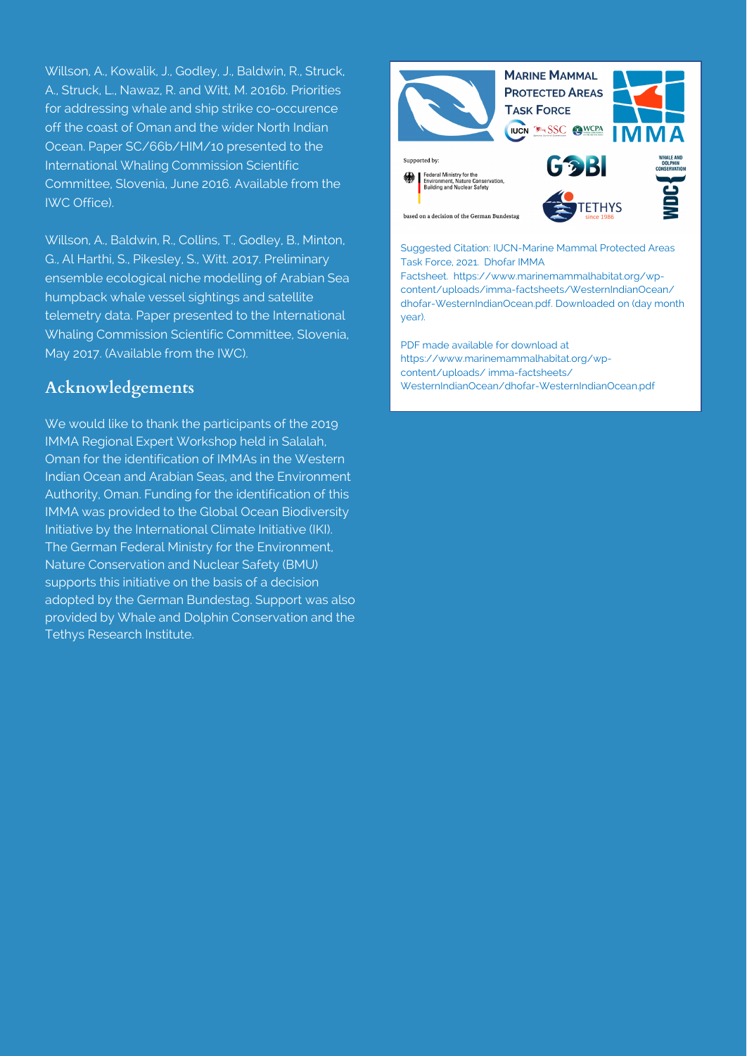Willson, A., Kowalik, J., Godley, J., Baldwin, R., Struck, A., Struck, L., Nawaz, R. and Witt, M. 2016b. Priorities for addressing whale and ship strike co-occurence off the coast of Oman and the wider North Indian Ocean. Paper SC/66b/HIM/10 presented to the International Whaling Commission Scientific Committee, Slovenia, June 2016. Available from the IWC Office).

Willson, A., Baldwin, R., Collins, T., Godley, B., Minton, G., Al Harthi, S., Pikesley, S., Witt. 2017. Preliminary ensemble ecological niche modelling of Arabian Sea humpback whale vessel sightings and satellite telemetry data. Paper presented to the International Whaling Commission Scientific Committee, Slovenia, May 2017. (Available from the IWC).

## Acknowledgements

We would like to thank the participants of the 2019 IMMA Regional Expert Workshop held in Salalah, Oman for the identification of IMMAs in the Western Indian Ocean and Arabian Seas, and the Environment Authority, Oman. Funding for the identification of this IMMA was provided to the Global Ocean Biodiversity Initiative by the International Climate Initiative (IKI). The German Federal Ministry for the Environment, Nature Conservation and Nuclear Safety (BMU) supports this initiative on the basis of a decision adopted by the German Bundestag. Support was also provided by Whale and Dolphin Conservation and the Tethys Research Institute.

Marine Mammal Protected Areas Task Force

IUCN SSC WCPA IMMA

Supported by:

Federal Ministry for the Environment, Nature Conservation, Building and Nuclear Safety

based on a decision of the German Bundestag

GOBI

TETHYS since 1986

Whale and Dolphin Conservation WDC

Suggested Citation: IUCN-Marine Mammal Protected Areas Task Force, 2021. Dhofar IMMA Factsheet. https://www.marinemammalhabitat.org/wp-content/uploads/imma-factsheets/WesternIndianOcean/dhofar-WesternIndianOcean.pdf. Downloaded on (day month year).

PDF made available for download at https://www.marinemammalhabitat.org/wp-content/uploads/ imma-factsheets/ WesternIndianOcean/dhofar-WesternIndianOcean.pdf